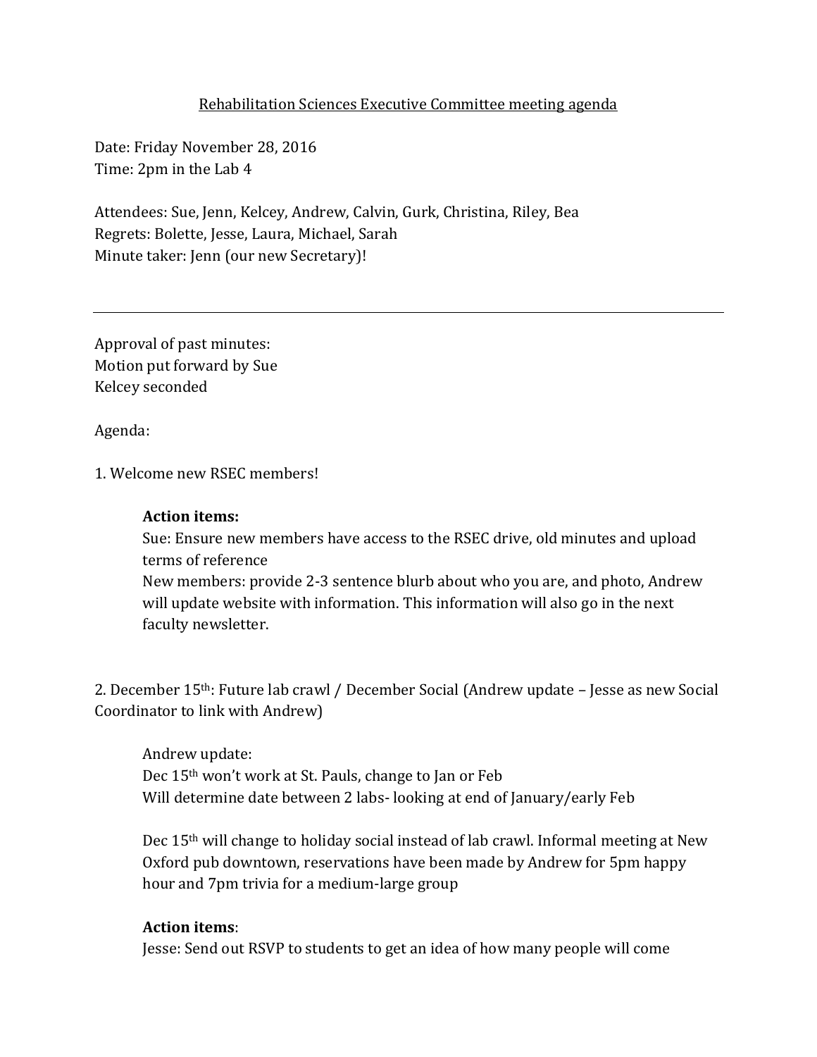# Rehabilitation Sciences Executive Committee meeting agenda

Date: Friday November 28, 2016
Time: 2pm in the Lab 4

Attendees: Sue, Jenn, Kelcey, Andrew, Calvin, Gurk, Christina, Riley, Bea
Regrets: Bolette, Jesse, Laura, Michael, Sarah
Minute taker: Jenn (our new Secretary)!

---

Approval of past minutes:
Motion put forward by Sue
Kelcey seconded

Agenda:

1. Welcome new RSEC members!

   **Action items:**
   Sue: Ensure new members have access to the RSEC drive, old minutes and upload terms of reference
   New members: provide 2-3 sentence blurb about who you are, and photo, Andrew will update website with information. This information will also go in the next faculty newsletter.

2. December 15th: Future lab crawl / December Social (Andrew update – Jesse as new Social Coordinator to link with Andrew)

   Andrew update:
   Dec 15th won't work at St. Pauls, change to Jan or Feb
   Will determine date between 2 labs- looking at end of January/early Feb

   Dec 15th will change to holiday social instead of lab crawl. Informal meeting at New Oxford pub downtown, reservations have been made by Andrew for 5pm happy hour and 7pm trivia for a medium-large group

   **Action items**:
   Jesse: Send out RSVP to students to get an idea of how many people will come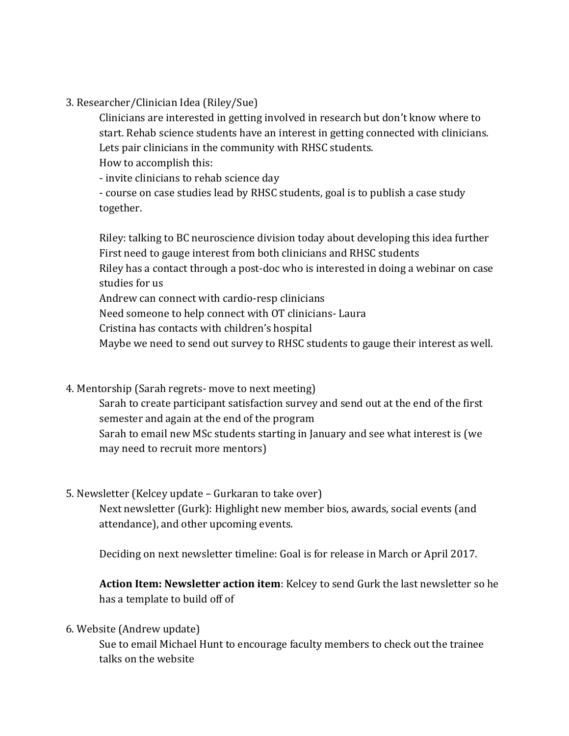3. Researcher/Clinician Idea (Riley/Sue)

Clinicians are interested in getting involved in research but don't know where to start. Rehab science students have an interest in getting connected with clinicians. Lets pair clinicians in the community with RHSC students.

How to accomplish this:

- invite clinicians to rehab science day
- course on case studies lead by RHSC students, goal is to publish a case study together.

Riley: talking to BC neuroscience division today about developing this idea further

First need to gauge interest from both clinicians and RHSC students

Riley has a contact through a post-doc who is interested in doing a webinar on case studies for us

Andrew can connect with cardio-resp clinicians

Need someone to help connect with OT clinicians- Laura

Cristina has contacts with children's hospital

Maybe we need to send out survey to RHSC students to gauge their interest as well.

4. Mentorship (Sarah regrets- move to next meeting)

Sarah to create participant satisfaction survey and send out at the end of the first semester and again at the end of the program

Sarah to email new MSc students starting in January and see what interest is (we may need to recruit more mentors)

5. Newsletter (Kelcey update – Gurkaran to take over)

Next newsletter (Gurk): Highlight new member bios, awards, social events (and attendance), and other upcoming events.

Deciding on next newsletter timeline: Goal is for release in March or April 2017.

**Action Item: Newsletter action item**: Kelcey to send Gurk the last newsletter so he has a template to build off of

6. Website (Andrew update)

Sue to email Michael Hunt to encourage faculty members to check out the trainee talks on the website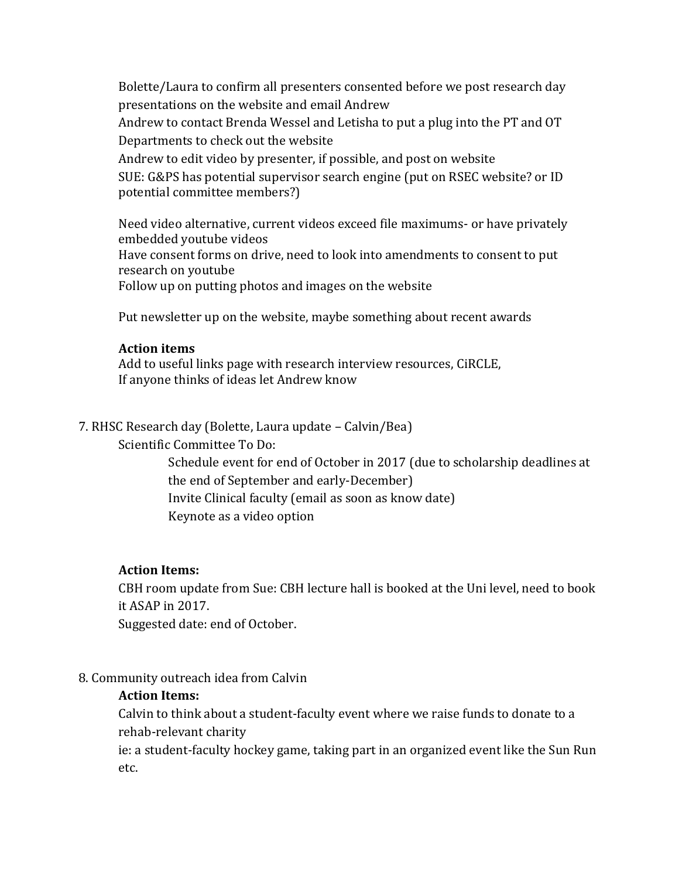Bolette/Laura to confirm all presenters consented before we post research day presentations on the website and email Andrew

Andrew to contact Brenda Wessel and Letisha to put a plug into the PT and OT Departments to check out the website

Andrew to edit video by presenter, if possible, and post on website

SUE: G&PS has potential supervisor search engine (put on RSEC website? or ID potential committee members?)

Need video alternative, current videos exceed file maximums- or have privately embedded youtube videos

Have consent forms on drive, need to look into amendments to consent to put research on youtube

Follow up on putting photos and images on the website

Put newsletter up on the website, maybe something about recent awards

**Action items**

Add to useful links page with research interview resources, CiRCLE,

If anyone thinks of ideas let Andrew know

7. RHSC Research day (Bolette, Laura update – Calvin/Bea)

Scientific Committee To Do:

- Schedule event for end of October in 2017 (due to scholarship deadlines at the end of September and early-December)
- Invite Clinical faculty (email as soon as know date)
- Keynote as a video option

**Action Items:**

CBH room update from Sue: CBH lecture hall is booked at the Uni level, need to book it ASAP in 2017.

Suggested date: end of October.

8. Community outreach idea from Calvin

**Action Items:**

Calvin to think about a student-faculty event where we raise funds to donate to a rehab-relevant charity

ie: a student-faculty hockey game, taking part in an organized event like the Sun Run etc.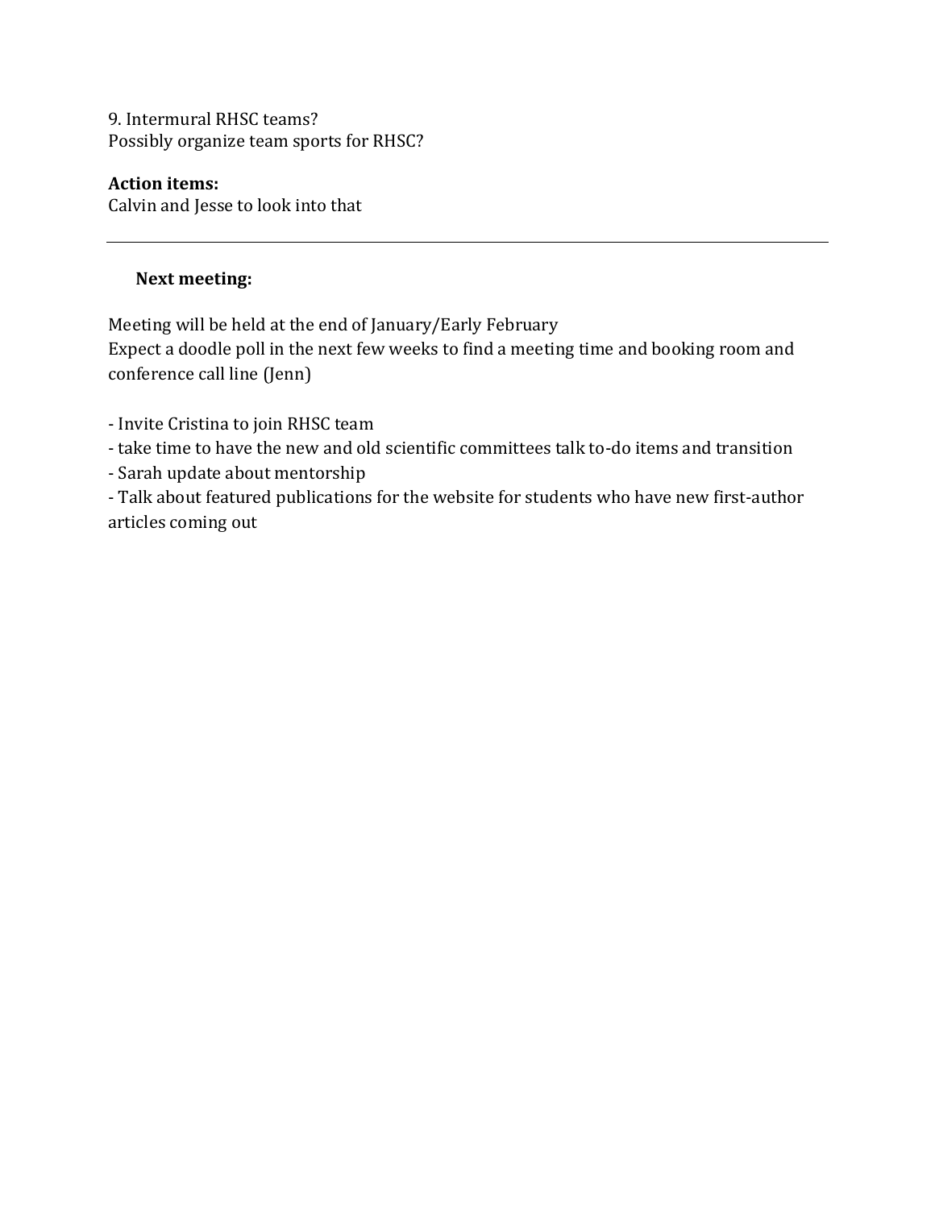9. Intermural RHSC teams?
Possibly organize team sports for RHSC?

**Action items:**
Calvin and Jesse to look into that

---

**Next meeting:**

Meeting will be held at the end of January/Early February
Expect a doodle poll in the next few weeks to find a meeting time and booking room and conference call line (Jenn)

- Invite Cristina to join RHSC team
- take time to have the new and old scientific committees talk to-do items and transition
- Sarah update about mentorship
- Talk about featured publications for the website for students who have new first-author articles coming out